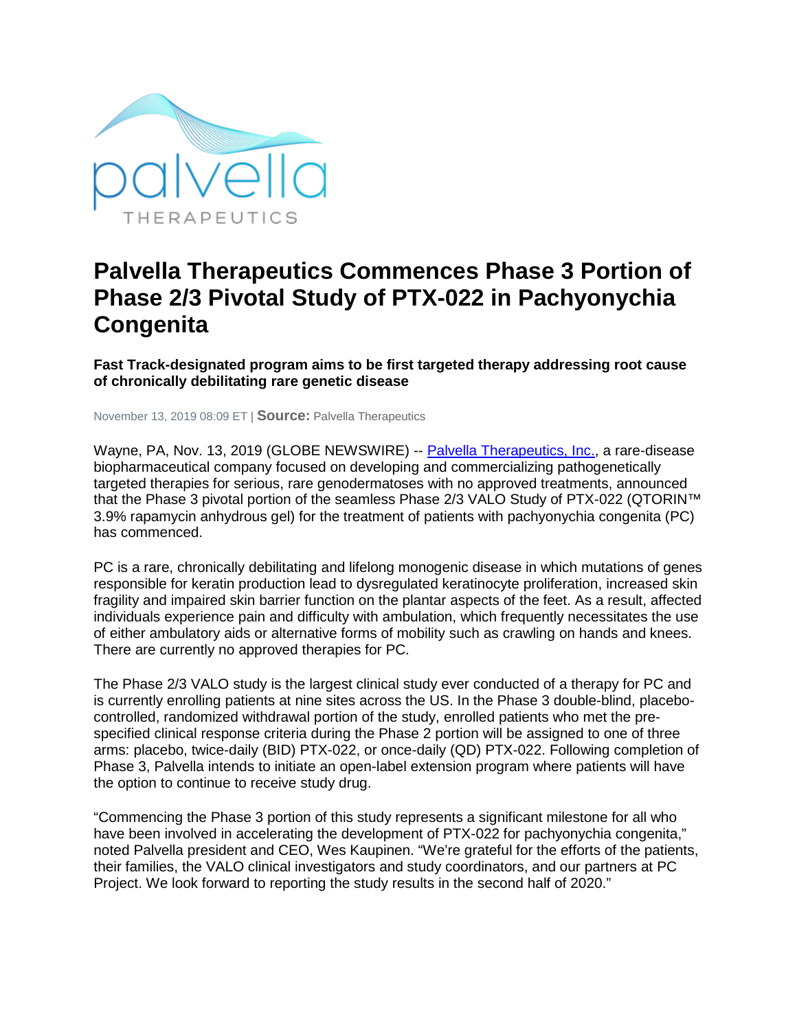palvella THERAPEUTICS

# Palvella Therapeutics Commences Phase 3 Portion of Phase 2/3 Pivotal Study of PTX-022 in Pachyonychia Congenita

**Fast Track-designated program aims to be first targeted therapy addressing root cause of chronically debilitating rare genetic disease**

November 13, 2019 08:09 ET | **Source:** Palvella Therapeutics

Wayne, PA, Nov. 13, 2019 (GLOBE NEWSWIRE) -- [Palvella Therapeutics, Inc.](), a rare-disease biopharmaceutical company focused on developing and commercializing pathogenetically targeted therapies for serious, rare genodermatoses with no approved treatments, announced that the Phase 3 pivotal portion of the seamless Phase 2/3 VALO Study of PTX-022 (QTORIN™ 3.9% rapamycin anhydrous gel) for the treatment of patients with pachyonychia congenita (PC) has commenced.

PC is a rare, chronically debilitating and lifelong monogenic disease in which mutations of genes responsible for keratin production lead to dysregulated keratinocyte proliferation, increased skin fragility and impaired skin barrier function on the plantar aspects of the feet. As a result, affected individuals experience pain and difficulty with ambulation, which frequently necessitates the use of either ambulatory aids or alternative forms of mobility such as crawling on hands and knees. There are currently no approved therapies for PC.

The Phase 2/3 VALO study is the largest clinical study ever conducted of a therapy for PC and is currently enrolling patients at nine sites across the US. In the Phase 3 double-blind, placebo-controlled, randomized withdrawal portion of the study, enrolled patients who met the pre-specified clinical response criteria during the Phase 2 portion will be assigned to one of three arms: placebo, twice-daily (BID) PTX-022, or once-daily (QD) PTX-022. Following completion of Phase 3, Palvella intends to initiate an open-label extension program where patients will have the option to continue to receive study drug.

“Commencing the Phase 3 portion of this study represents a significant milestone for all who have been involved in accelerating the development of PTX-022 for pachyonychia congenita,” noted Palvella president and CEO, Wes Kaupinen. “We’re grateful for the efforts of the patients, their families, the VALO clinical investigators and study coordinators, and our partners at PC Project. We look forward to reporting the study results in the second half of 2020.”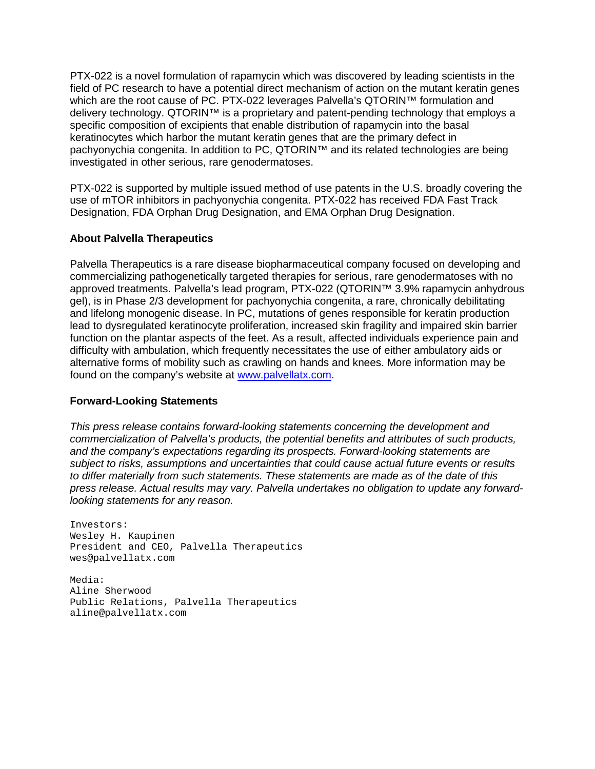PTX-022 is a novel formulation of rapamycin which was discovered by leading scientists in the field of PC research to have a potential direct mechanism of action on the mutant keratin genes which are the root cause of PC. PTX-022 leverages Palvella's QTORIN™ formulation and delivery technology. QTORIN™ is a proprietary and patent-pending technology that employs a specific composition of excipients that enable distribution of rapamycin into the basal keratinocytes which harbor the mutant keratin genes that are the primary defect in pachyonychia congenita. In addition to PC, QTORIN™ and its related technologies are being investigated in other serious, rare genodermatoses.

PTX-022 is supported by multiple issued method of use patents in the U.S. broadly covering the use of mTOR inhibitors in pachyonychia congenita. PTX-022 has received FDA Fast Track Designation, FDA Orphan Drug Designation, and EMA Orphan Drug Designation.

**About Palvella Therapeutics**

Palvella Therapeutics is a rare disease biopharmaceutical company focused on developing and commercializing pathogenetically targeted therapies for serious, rare genodermatoses with no approved treatments. Palvella's lead program, PTX-022 (QTORIN™ 3.9% rapamycin anhydrous gel), is in Phase 2/3 development for pachyonychia congenita, a rare, chronically debilitating and lifelong monogenic disease. In PC, mutations of genes responsible for keratin production lead to dysregulated keratinocyte proliferation, increased skin fragility and impaired skin barrier function on the plantar aspects of the feet. As a result, affected individuals experience pain and difficulty with ambulation, which frequently necessitates the use of either ambulatory aids or alternative forms of mobility such as crawling on hands and knees. More information may be found on the company's website at www.palvellatx.com.

**Forward-Looking Statements**

*This press release contains forward-looking statements concerning the development and commercialization of Palvella's products, the potential benefits and attributes of such products, and the company's expectations regarding its prospects. Forward-looking statements are subject to risks, assumptions and uncertainties that could cause actual future events or results to differ materially from such statements. These statements are made as of the date of this press release. Actual results may vary. Palvella undertakes no obligation to update any forward-looking statements for any reason.*

Investors:
Wesley H. Kaupinen
President and CEO, Palvella Therapeutics
wes@palvellatx.com

Media:
Aline Sherwood
Public Relations, Palvella Therapeutics
aline@palvellatx.com